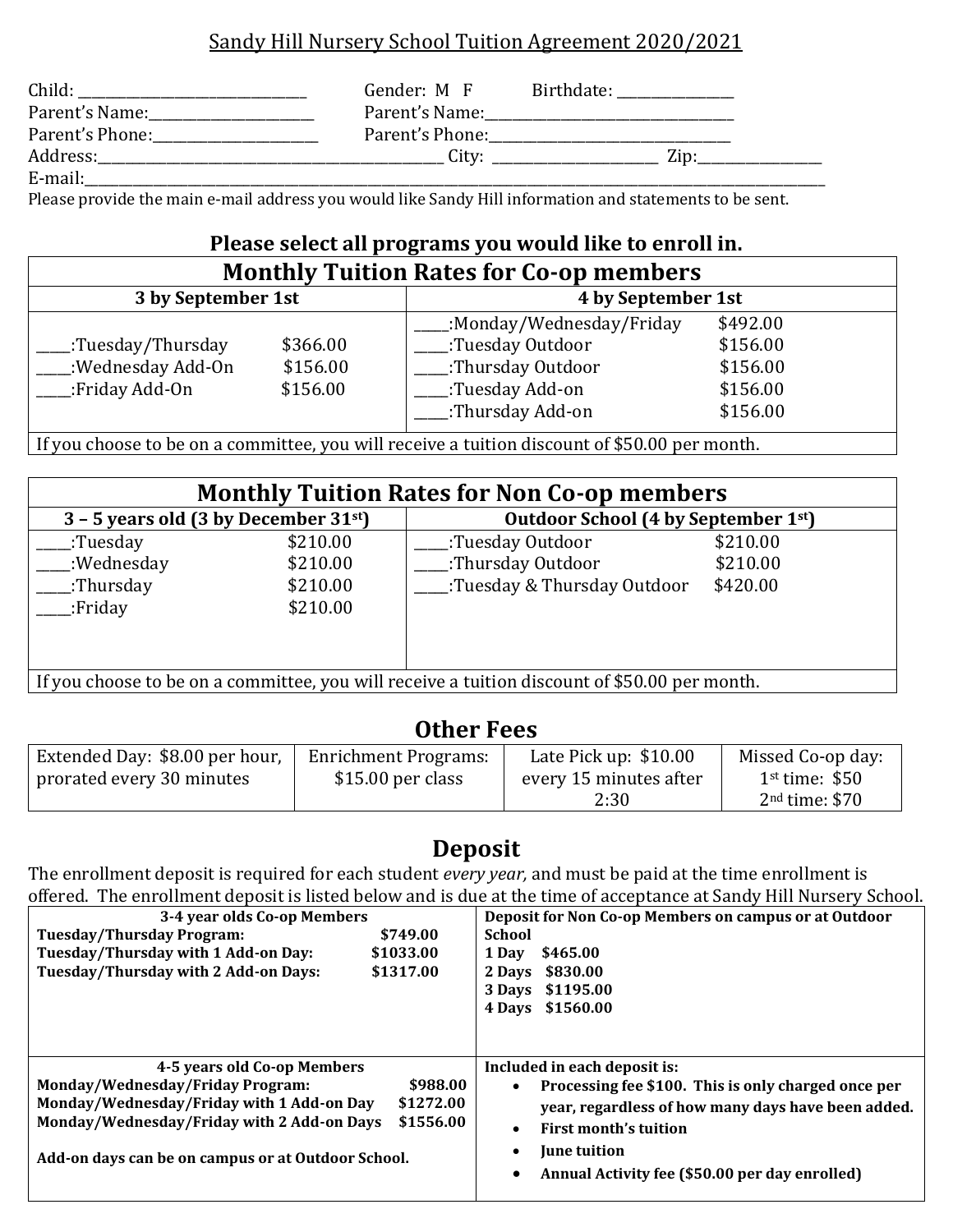# Sandy Hill Nursery School Tuition Agreement 2020/2021

Child: ______________________________ Gender: M F Birthdate: _______________

Parent's Name:_____________________ Parent's Name:________________________________

Parent's Phone:_____________________ Parent's Phone:_______________________________

Address:_____________________________________________ City: _____________________ Zip:_______________

E-mail:__________________________________________________________________________________________________

Please provide the main e-mail address you would like Sandy Hill information and statements to be sent.

## Please select all programs you would like to enroll in.

### Monthly Tuition Rates for Co-op members

| 3 by September 1st | | 4 by September 1st | |
|---|---|---|---|
| ____:Tuesday/Thursday | $366.00 | ____:Monday/Wednesday/Friday | $492.00 |
| ____:Wednesday Add-On | $156.00 | ____:Tuesday Outdoor | $156.00 |
| ____:Friday Add-On | $156.00 | ____:Thursday Outdoor | $156.00 |
| | | ____:Tuesday Add-on | $156.00 |
| | | ____:Thursday Add-on | $156.00 |

If you choose to be on a committee, you will receive a tuition discount of $50.00 per month.

### Monthly Tuition Rates for Non Co-op members

| 3 – 5 years old (3 by December 31st) | | Outdoor School (4 by September 1st) | |
|---|---|---|---|
| ____:Tuesday | $210.00 | ____:Tuesday Outdoor | $210.00 |
| ____:Wednesday | $210.00 | ____:Thursday Outdoor | $210.00 |
| ____:Thursday | $210.00 | ____:Tuesday & Thursday Outdoor | $420.00 |
| ____:Friday | $210.00 | | |

If you choose to be on a committee, you will receive a tuition discount of $50.00 per month.

## Other Fees

| Extended Day: $8.00 per hour, prorated every 30 minutes | Enrichment Programs: $15.00 per class | Late Pick up: $10.00 every 15 minutes after 2:30 | Missed Co-op day: 1st time: $50 2nd time: $70 |
|---|---|---|---|

## Deposit

The enrollment deposit is required for each student *every year,* and must be paid at the time enrollment is offered. The enrollment deposit is listed below and is due at the time of acceptance at Sandy Hill Nursery School.

| **3-4 year olds Co-op Members** | **Deposit for Non Co-op Members on campus or at Outdoor School** |
|---|---|
| **Tuesday/Thursday Program: $749.00**<br>**Tuesday/Thursday with 1 Add-on Day: $1033.00**<br>**Tuesday/Thursday with 2 Add-on Days: $1317.00** | **1 Day $465.00**<br>**2 Days $830.00**<br>**3 Days $1195.00**<br>**4 Days $1560.00** |
| **4-5 years old Co-op Members**<br>**Monday/Wednesday/Friday Program: $988.00**<br>**Monday/Wednesday/Friday with 1 Add-on Day $1272.00**<br>**Monday/Wednesday/Friday with 2 Add-on Days $1556.00**<br><br>**Add-on days can be on campus or at Outdoor School.** | **Included in each deposit is:**<br>• **Processing fee $100. This is only charged once per year, regardless of how many days have been added.**<br>• **First month's tuition**<br>• **June tuition**<br>• **Annual Activity fee ($50.00 per day enrolled)** |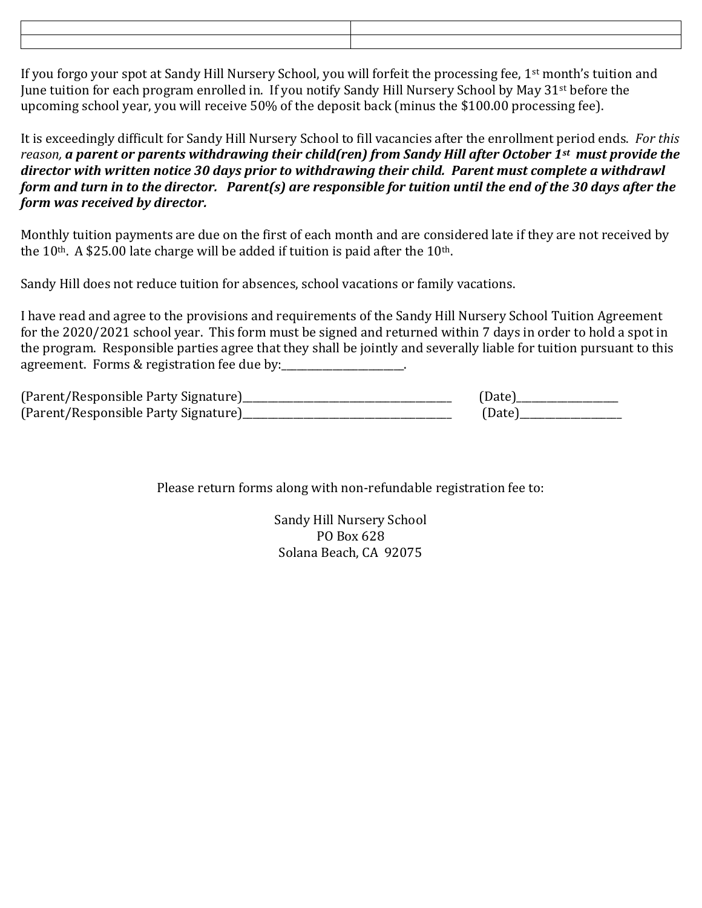| | |
|---|---|
| | |

If you forgo your spot at Sandy Hill Nursery School, you will forfeit the processing fee, 1st month's tuition and June tuition for each program enrolled in. If you notify Sandy Hill Nursery School by May 31st before the upcoming school year, you will receive 50% of the deposit back (minus the $100.00 processing fee).

It is exceedingly difficult for Sandy Hill Nursery School to fill vacancies after the enrollment period ends. *For this reason,* ***a parent or parents withdrawing their child(ren) from Sandy Hill after October 1st must provide the director with written notice 30 days prior to withdrawing their child. Parent must complete a withdrawl form and turn in to the director. Parent(s) are responsible for tuition until the end of the 30 days after the form was received by director.***

Monthly tuition payments are due on the first of each month and are considered late if they are not received by the 10th. A $25.00 late charge will be added if tuition is paid after the 10th.

Sandy Hill does not reduce tuition for absences, school vacations or family vacations.

I have read and agree to the provisions and requirements of the Sandy Hill Nursery School Tuition Agreement for the 2020/2021 school year. This form must be signed and returned within 7 days in order to hold a spot in the program. Responsible parties agree that they shall be jointly and severally liable for tuition pursuant to this agreement. Forms & registration fee due by:_______________________.

(Parent/Responsible Party Signature)_________________________________________ (Date)____________________
(Parent/Responsible Party Signature)_________________________________________ (Date)____________________

Please return forms along with non-refundable registration fee to:

Sandy Hill Nursery School
PO Box 628
Solana Beach, CA 92075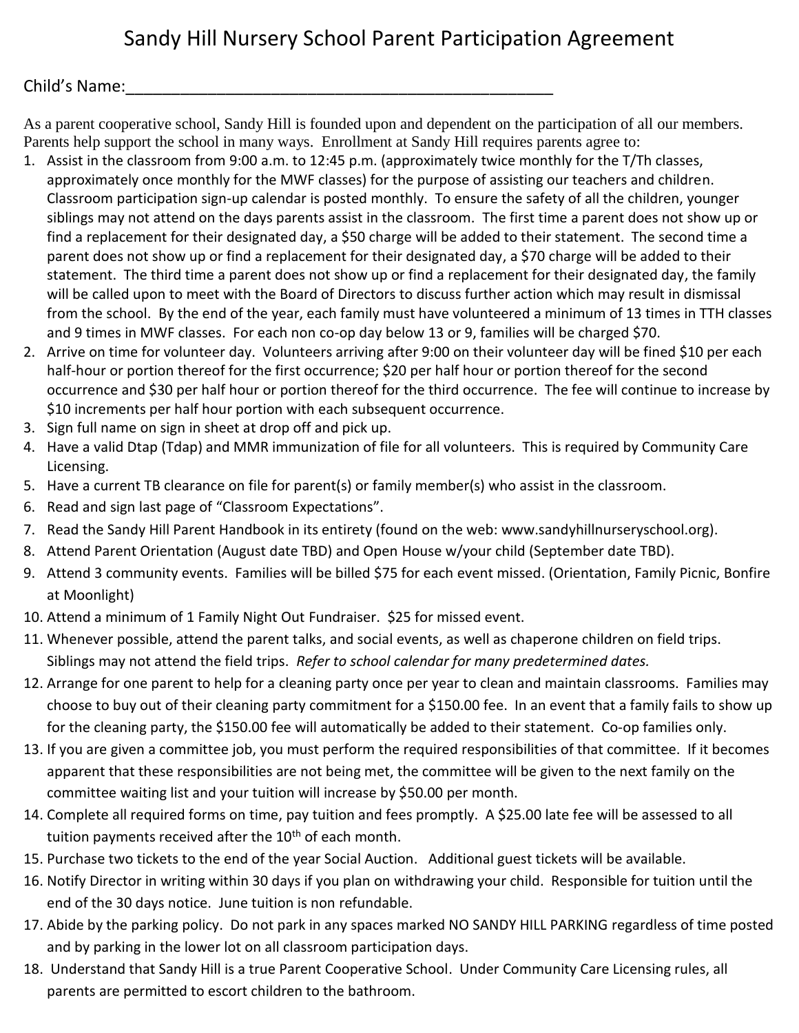# Sandy Hill Nursery School Parent Participation Agreement

Child's Name:_______________________________________________

As a parent cooperative school, Sandy Hill is founded upon and dependent on the participation of all our members. Parents help support the school in many ways. Enrollment at Sandy Hill requires parents agree to:

1. Assist in the classroom from 9:00 a.m. to 12:45 p.m. (approximately twice monthly for the T/Th classes, approximately once monthly for the MWF classes) for the purpose of assisting our teachers and children. Classroom participation sign-up calendar is posted monthly. To ensure the safety of all the children, younger siblings may not attend on the days parents assist in the classroom. The first time a parent does not show up or find a replacement for their designated day, a $50 charge will be added to their statement. The second time a parent does not show up or find a replacement for their designated day, a $70 charge will be added to their statement. The third time a parent does not show up or find a replacement for their designated day, the family will be called upon to meet with the Board of Directors to discuss further action which may result in dismissal from the school. By the end of the year, each family must have volunteered a minimum of 13 times in TTH classes and 9 times in MWF classes. For each non co-op day below 13 or 9, families will be charged $70.
2. Arrive on time for volunteer day. Volunteers arriving after 9:00 on their volunteer day will be fined $10 per each half-hour or portion thereof for the first occurrence; $20 per half hour or portion thereof for the second occurrence and $30 per half hour or portion thereof for the third occurrence. The fee will continue to increase by $10 increments per half hour portion with each subsequent occurrence.
3. Sign full name on sign in sheet at drop off and pick up.
4. Have a valid Dtap (Tdap) and MMR immunization of file for all volunteers. This is required by Community Care Licensing.
5. Have a current TB clearance on file for parent(s) or family member(s) who assist in the classroom.
6. Read and sign last page of "Classroom Expectations".
7. Read the Sandy Hill Parent Handbook in its entirety (found on the web: www.sandyhillnurseryschool.org).
8. Attend Parent Orientation (August date TBD) and Open House w/your child (September date TBD).
9. Attend 3 community events. Families will be billed $75 for each event missed. (Orientation, Family Picnic, Bonfire at Moonlight)
10. Attend a minimum of 1 Family Night Out Fundraiser. $25 for missed event.
11. Whenever possible, attend the parent talks, and social events, as well as chaperone children on field trips. Siblings may not attend the field trips. *Refer to school calendar for many predetermined dates.*
12. Arrange for one parent to help for a cleaning party once per year to clean and maintain classrooms. Families may choose to buy out of their cleaning party commitment for a $150.00 fee. In an event that a family fails to show up for the cleaning party, the $150.00 fee will automatically be added to their statement. Co-op families only.
13. If you are given a committee job, you must perform the required responsibilities of that committee. If it becomes apparent that these responsibilities are not being met, the committee will be given to the next family on the committee waiting list and your tuition will increase by $50.00 per month.
14. Complete all required forms on time, pay tuition and fees promptly. A $25.00 late fee will be assessed to all tuition payments received after the 10th of each month.
15. Purchase two tickets to the end of the year Social Auction. Additional guest tickets will be available.
16. Notify Director in writing within 30 days if you plan on withdrawing your child. Responsible for tuition until the end of the 30 days notice. June tuition is non refundable.
17. Abide by the parking policy. Do not park in any spaces marked NO SANDY HILL PARKING regardless of time posted and by parking in the lower lot on all classroom participation days.
18. Understand that Sandy Hill is a true Parent Cooperative School. Under Community Care Licensing rules, all parents are permitted to escort children to the bathroom.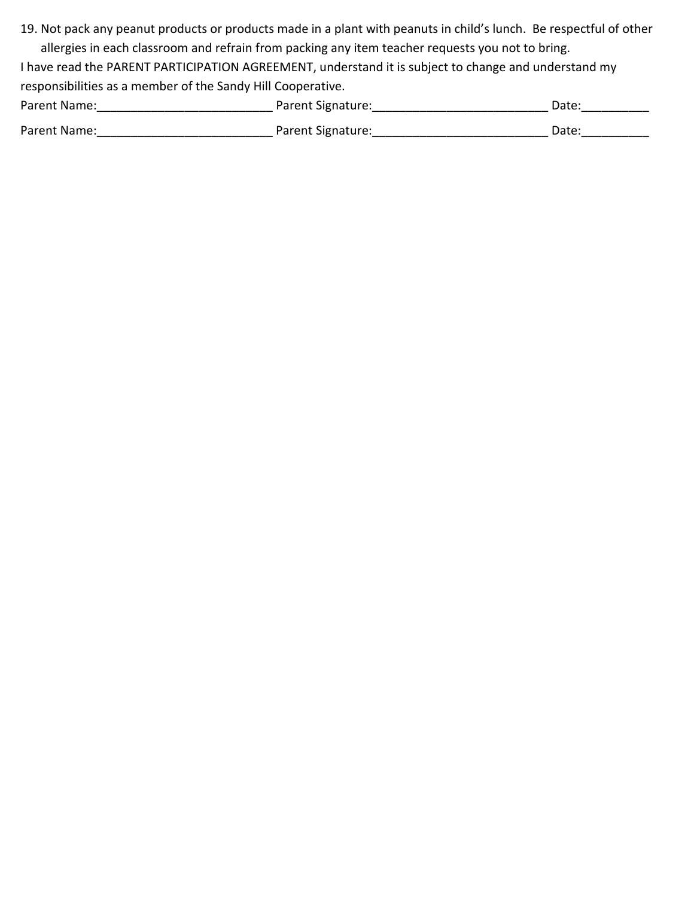19. Not pack any peanut products or products made in a plant with peanuts in child's lunch. Be respectful of other allergies in each classroom and refrain from packing any item teacher requests you not to bring.

I have read the PARENT PARTICIPATION AGREEMENT, understand it is subject to change and understand my responsibilities as a member of the Sandy Hill Cooperative.

Parent Name:__________________________ Parent Signature:__________________________ Date:__________

Parent Name:__________________________ Parent Signature:__________________________ Date:__________